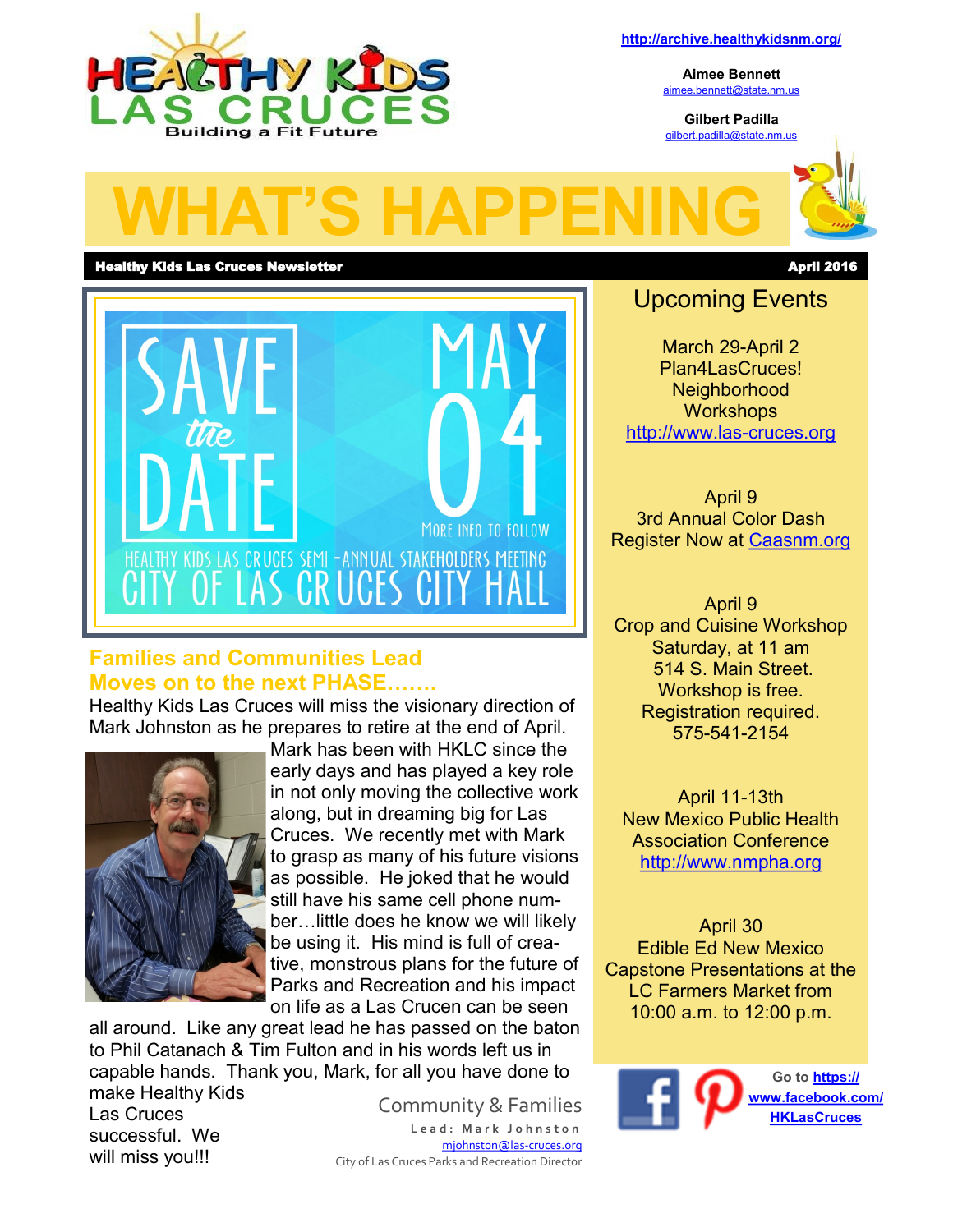# HEALTHY KIDS LAS CRUCES

Building a Fit Future

http://archive.healthykidsnm.org/

**Aimee Bennett**
aimee.bennett@state.nm.us

**Gilbert Padilla**
gilbert.padilla@state.nm.us

# WHAT'S HAPPENING

**Healthy Kids Las Cruces Newsletter** — **April 2016**

SAVE the DATE

MAY 04

MORE INFO TO FOLLOW

HEALTHY KIDS LAS CRUCES SEMI-ANNUAL STAKEHOLDERS MEETING

CITY OF LAS CRUCES CITY HALL

## Families and Communities Lead Moves on to the next PHASE…….

Healthy Kids Las Cruces will miss the visionary direction of Mark Johnston as he prepares to retire at the end of April. Mark has been with HKLC since the early days and has played a key role in not only moving the collective work along, but in dreaming big for Las Cruces. We recently met with Mark to grasp as many of his future visions as possible. He joked that he would still have his same cell phone number…little does he know we will likely be using it. His mind is full of creative, monstrous plans for the future of Parks and Recreation and his impact on life as a Las Crucen can be seen all around. Like any great lead he has passed on the baton to Phil Catanach & Tim Fulton and in his words left us in capable hands. Thank you, Mark, for all you have done to make Healthy Kids Las Cruces successful. We will miss you!!!

Community & Families
Lead: Mark Johnston
mjohnston@las-cruces.org
City of Las Cruces Parks and Recreation Director

## Upcoming Events

March 29-April 2
Plan4LasCruces! Neighborhood Workshops
http://www.las-cruces.org

April 9
3rd Annual Color Dash
Register Now at Caasnm.org

April 9
Crop and Cuisine Workshop
Saturday, at 11 am
514 S. Main Street.
Workshop is free.
Registration required.
575-541-2154

April 11-13th
New Mexico Public Health Association Conference
http://www.nmpha.org

April 30
Edible Ed New Mexico Capstone Presentations at the LC Farmers Market from 10:00 a.m. to 12:00 p.m.

Go to **https://www.facebook.com/HKLasCruces**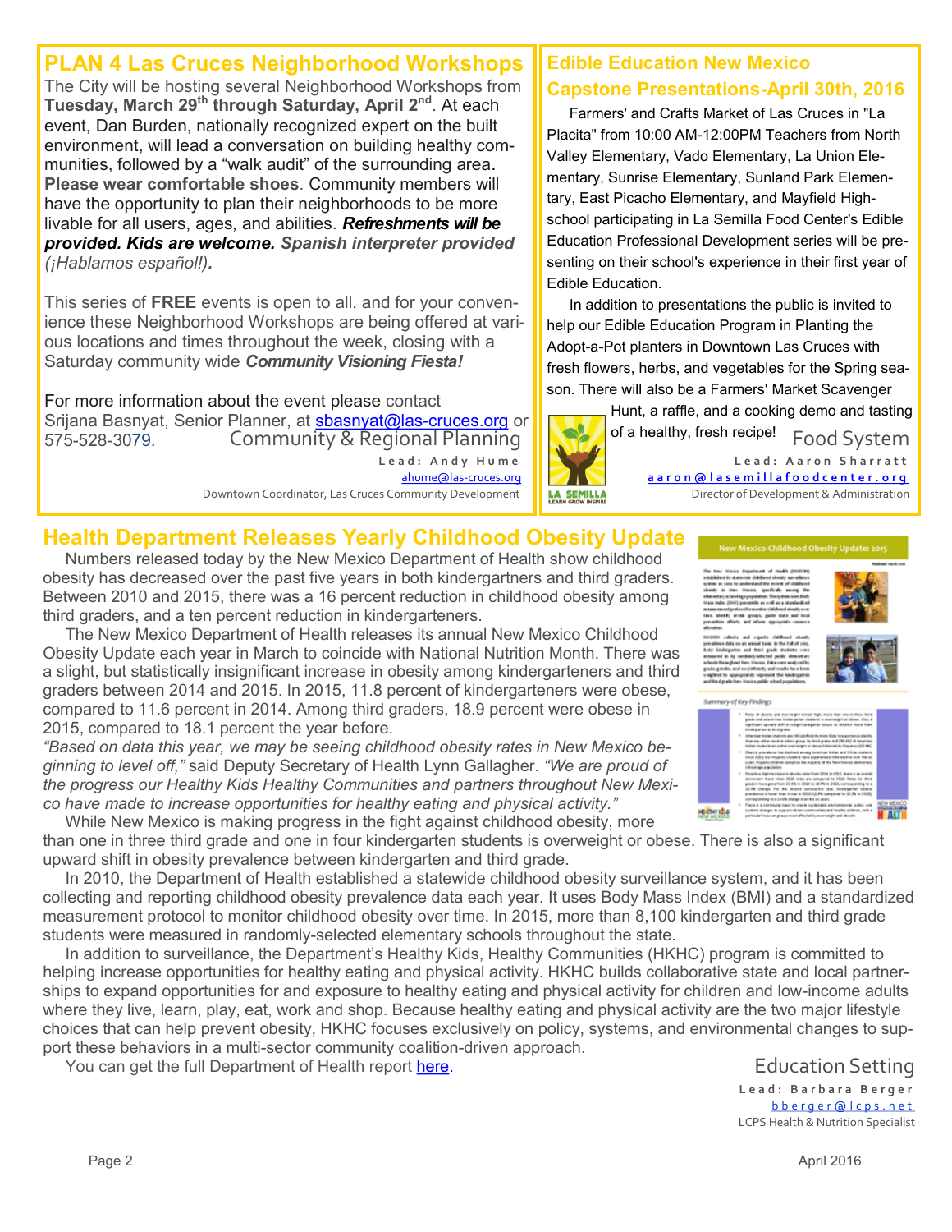## PLAN 4 Las Cruces Neighborhood Workshops

The City will be hosting several Neighborhood Workshops from **Tuesday, March 29th through Saturday, April 2nd**. At each event, Dan Burden, nationally recognized expert on the built environment, will lead a conversation on building healthy communities, followed by a "walk audit" of the surrounding area. **Please wear comfortable shoes**. Community members will have the opportunity to plan their neighborhoods to be more livable for all users, ages, and abilities. ***Refreshments will be provided. Kids are welcome.*** ***Spanish interpreter provided (¡Hablamos español!).***

This series of **FREE** events is open to all, and for your convenience these Neighborhood Workshops are being offered at various locations and times throughout the week, closing with a Saturday community wide ***Community Visioning Fiesta!***

For more information about the event please contact Srijana Basnyat, Senior Planner, at sbasnyat@las-cruces.org or 575-528-3079.

Community & Regional Planning

Lead: Andy Hume

ahume@las-cruces.org

Downtown Coordinator, Las Cruces Community Development

## Edible Education New Mexico Capstone Presentations-April 30th, 2016

Farmers' and Crafts Market of Las Cruces in "La Placita" from 10:00 AM-12:00PM Teachers from North Valley Elementary, Vado Elementary, La Union Elementary, Sunrise Elementary, Sunland Park Elementary, East Picacho Elementary, and Mayfield Highschool participating in La Semilla Food Center's Edible Education Professional Development series will be presenting on their school's experience in their first year of Edible Education.

In addition to presentations the public is invited to help our Edible Education Program in Planting the Adopt-a-Pot planters in Downtown Las Cruces with fresh flowers, herbs, and vegetables for the Spring season. There will also be a Farmers' Market Scavenger Hunt, a raffle, and a cooking demo and tasting of a healthy, fresh recipe!

Food System

Lead: Aaron Sharratt

aaron@lasemillafoodcenter.org

Director of Development & Administration

## Health Department Releases Yearly Childhood Obesity Update

Numbers released today by the New Mexico Department of Health show childhood obesity has decreased over the past five years in both kindergartners and third graders. Between 2010 and 2015, there was a 16 percent reduction in childhood obesity among third graders, and a ten percent reduction in kindergarteners.

The New Mexico Department of Health releases its annual New Mexico Childhood Obesity Update each year in March to coincide with National Nutrition Month. There was a slight, but statistically insignificant increase in obesity among kindergarteners and third graders between 2014 and 2015. In 2015, 11.8 percent of kindergarteners were obese, compared to 11.6 percent in 2014. Among third graders, 18.9 percent were obese in 2015, compared to 18.1 percent the year before.

*"Based on data this year, we may be seeing childhood obesity rates in New Mexico beginning to level off,"* said Deputy Secretary of Health Lynn Gallagher. *"We are proud of the progress our Healthy Kids Healthy Communities and partners throughout New Mexico have made to increase opportunities for healthy eating and physical activity."*

While New Mexico is making progress in the fight against childhood obesity, more than one in three third grade and one in four kindergarten students is overweight or obese. There is also a significant upward shift in obesity prevalence between kindergarten and third grade.

In 2010, the Department of Health established a statewide childhood obesity surveillance system, and it has been collecting and reporting childhood obesity prevalence data each year. It uses Body Mass Index (BMI) and a standardized measurement protocol to monitor childhood obesity over time. In 2015, more than 8,100 kindergarten and third grade students were measured in randomly-selected elementary schools throughout the state.

In addition to surveillance, the Department's Healthy Kids, Healthy Communities (HKHC) program is committed to helping increase opportunities for healthy eating and physical activity. HKHC builds collaborative state and local partnerships to expand opportunities for and exposure to healthy eating and physical activity for children and low-income adults where they live, learn, play, eat, work and shop. Because healthy eating and physical activity are the two major lifestyle choices that can help prevent obesity, HKHC focuses exclusively on policy, systems, and environmental changes to support these behaviors in a multi-sector community coalition-driven approach.

You can get the full Department of Health report here.

Education Setting

Lead: Barbara Berger

bberger@lcps.net

LCPS Health & Nutrition Specialist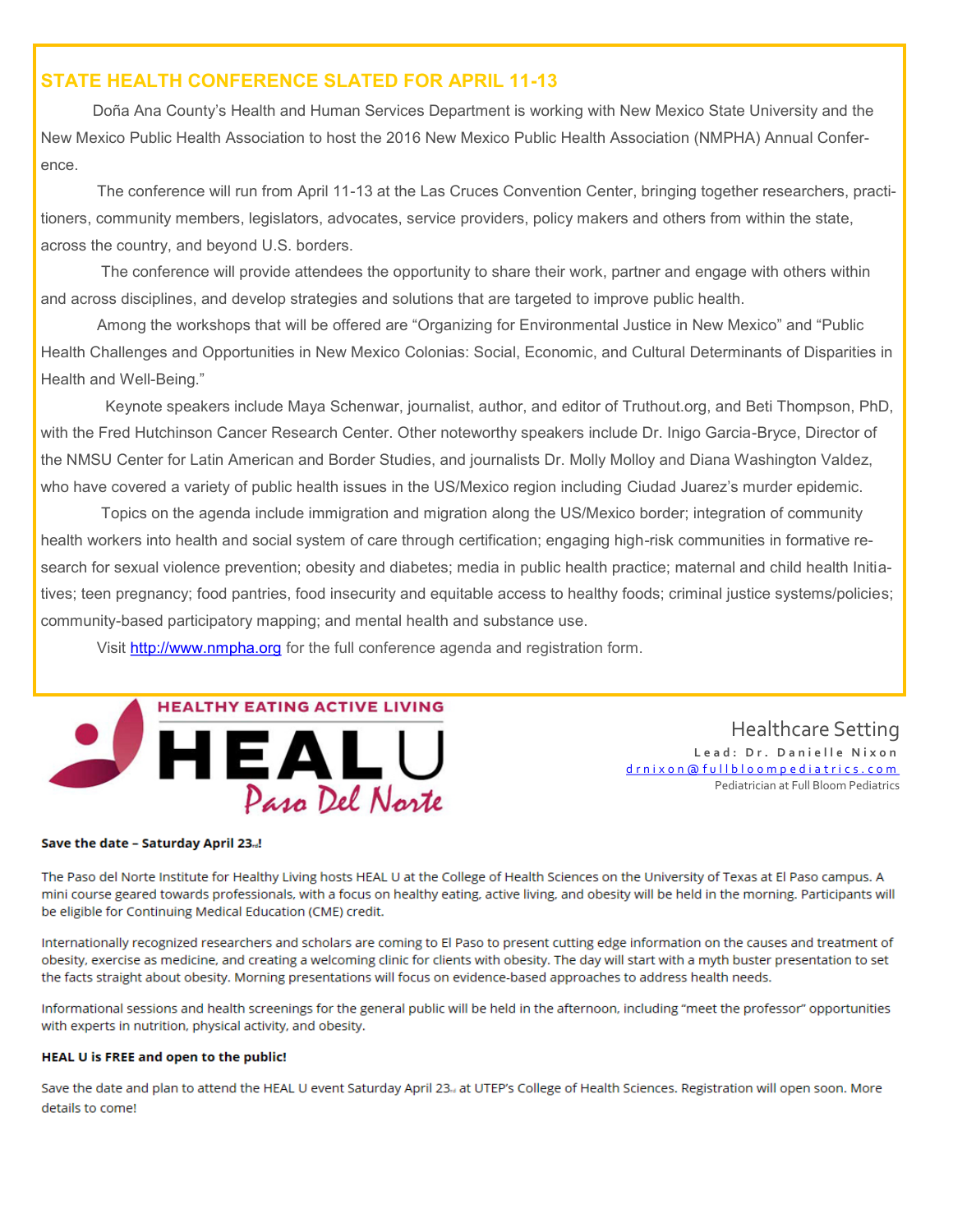## STATE HEALTH CONFERENCE SLATED FOR APRIL 11-13

Doña Ana County's Health and Human Services Department is working with New Mexico State University and the New Mexico Public Health Association to host the 2016 New Mexico Public Health Association (NMPHA) Annual Conference.

The conference will run from April 11-13 at the Las Cruces Convention Center, bringing together researchers, practitioners, community members, legislators, advocates, service providers, policy makers and others from within the state, across the country, and beyond U.S. borders.

The conference will provide attendees the opportunity to share their work, partner and engage with others within and across disciplines, and develop strategies and solutions that are targeted to improve public health.

Among the workshops that will be offered are "Organizing for Environmental Justice in New Mexico" and "Public Health Challenges and Opportunities in New Mexico Colonias: Social, Economic, and Cultural Determinants of Disparities in Health and Well-Being."

Keynote speakers include Maya Schenwar, journalist, author, and editor of Truthout.org, and Beti Thompson, PhD, with the Fred Hutchinson Cancer Research Center. Other noteworthy speakers include Dr. Inigo Garcia-Bryce, Director of the NMSU Center for Latin American and Border Studies, and journalists Dr. Molly Molloy and Diana Washington Valdez, who have covered a variety of public health issues in the US/Mexico region including Ciudad Juarez's murder epidemic.

Topics on the agenda include immigration and migration along the US/Mexico border; integration of community health workers into health and social system of care through certification; engaging high-risk communities in formative research for sexual violence prevention; obesity and diabetes; media in public health practice; maternal and child health Initiatives; teen pregnancy; food pantries, food insecurity and equitable access to healthy foods; criminal justice systems/policies; community-based participatory mapping; and mental health and substance use.

Visit http://www.nmpha.org for the full conference agenda and registration form.

HEALTHY EATING ACTIVE LIVING

HEAL U

Paso Del Norte

Healthcare Setting

Lead: Dr. Danielle Nixon

drnixon@fullbloompediatrics.com

Pediatrician at Full Bloom Pediatrics

**Save the date – Saturday April 23rd!**

The Paso del Norte Institute for Healthy Living hosts HEAL U at the College of Health Sciences on the University of Texas at El Paso campus. A mini course geared towards professionals, with a focus on healthy eating, active living, and obesity will be held in the morning. Participants will be eligible for Continuing Medical Education (CME) credit.

Internationally recognized researchers and scholars are coming to El Paso to present cutting edge information on the causes and treatment of obesity, exercise as medicine, and creating a welcoming clinic for clients with obesity. The day will start with a myth buster presentation to set the facts straight about obesity. Morning presentations will focus on evidence-based approaches to address health needs.

Informational sessions and health screenings for the general public will be held in the afternoon, including "meet the professor" opportunities with experts in nutrition, physical activity, and obesity.

**HEAL U is FREE and open to the public!**

Save the date and plan to attend the HEAL U event Saturday April 23rd at UTEP's College of Health Sciences. Registration will open soon. More details to come!